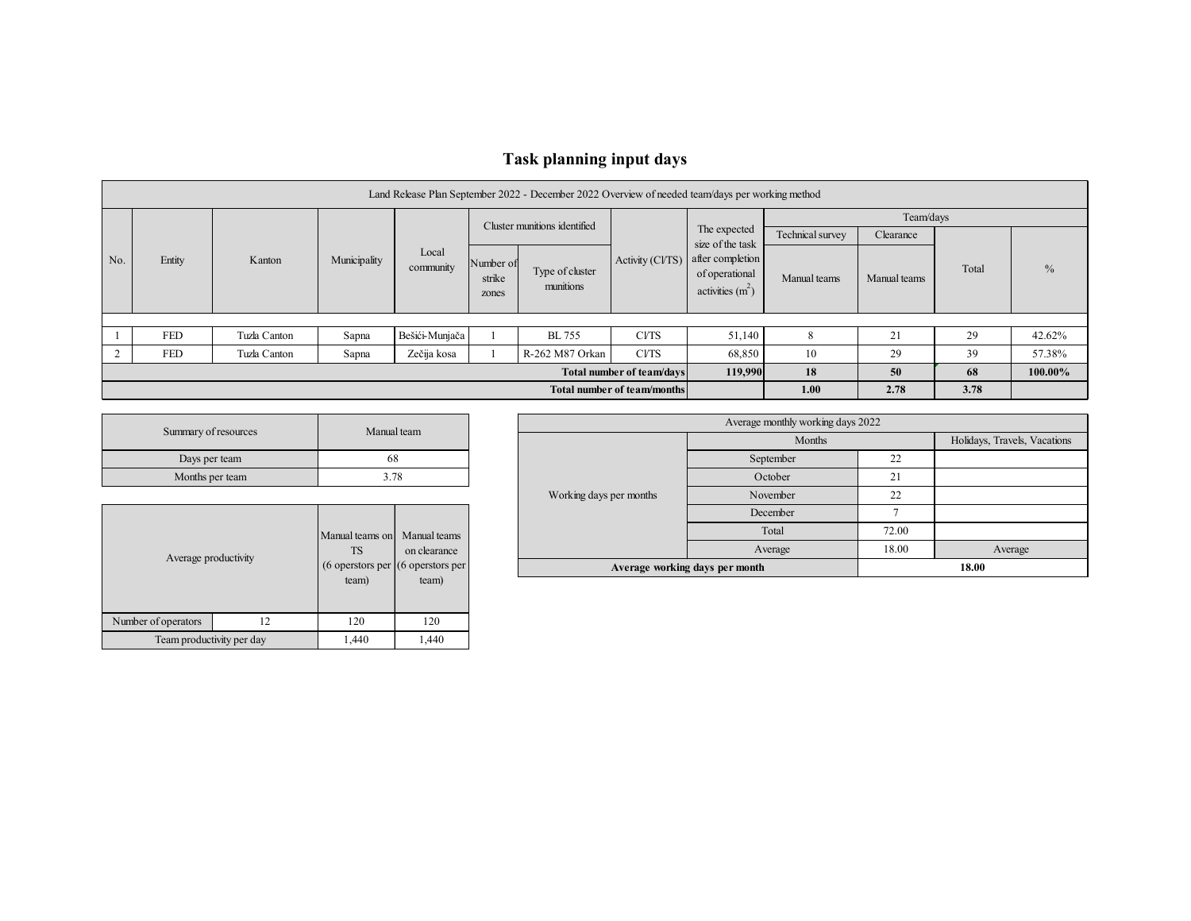# Task planning input days

| Land Release Plan September 2022 - December 2022 Overview of needed team/days per working method | | | | | | | | | | | | |
|---|---|---|---|---|---|---|---|---|---|---|---|---|
| No. | Entity | Kanton | Municipality | Local community | Cluster munitions identified | | Activity (CI/TS) | The expected size of the task after completion of operational activities ($m^2$) | Team/days | | | |
| | | | | | | | | | Technical survey | Clearance | Total | % |
| | | | | | Number of strike zones | Type of cluster munitions | | | Manual teams | Manual teams | | |
| 1 | FED | Tuzla Canton | Sapna | Bešići-Munjača | 1 | BL 755 | CI/TS | 51,140 | 8 | 21 | 29 | 42.62% |
| 2 | FED | Tuzla Canton | Sapna | Zečija kosa | 1 | R-262 M87 Orkan | CI/TS | 68,850 | 10 | 29 | 39 | 57.38% |
| **Total number of team/days** | | | | | | | | **119,990** | **18** | **50** | **68** | **100.00%** |
| **Total number of team/months** | | | | | | | | | **1.00** | **2.78** | **3.78** | |

| Summary of resources | Manual team |
|---|---|
| Days per team | 68 |
| Months per team | 3.78 |

| Average productivity | | Manual teams on TS (6 operstors per team) | Manual teams on clearance (6 operstors per team) |
|---|---|---|---|
| Number of operators | 12 | 120 | 120 |
| Team productivity per day | | 1,440 | 1,440 |

| Average monthly working days 2022 | | | |
|---|---|---|---|
| Working days per months | Months | | Holidays, Travels, Vacations |
| | September | 22 | |
| | October | 21 | |
| | November | 22 | |
| | December | 7 | |
| | Total | 72.00 | |
| | Average | 18.00 | Average |
| **Average working days per month** | | **18.00** | |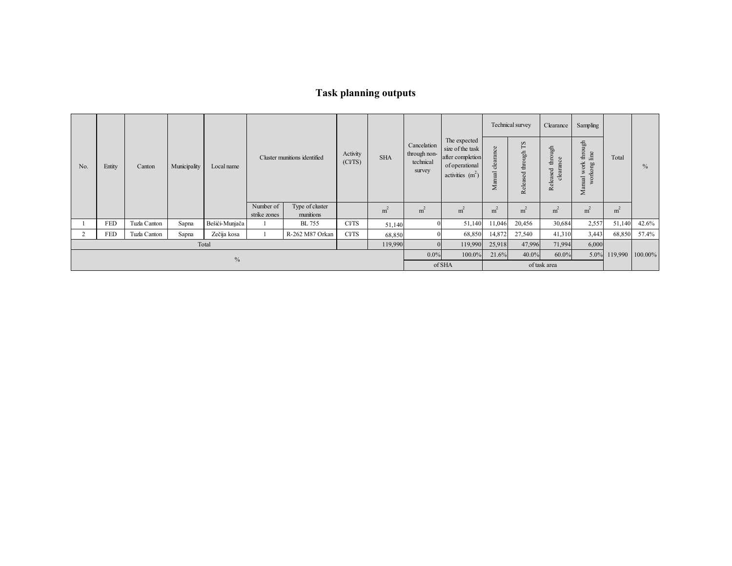# Task planning outputs

| No. | Entity | Canton | Municipality | Local name | Cluster munitions identified | | Activity (CI/TS) | SHA | Cancelation through non-technical survey | The expected size of the task after completion of operational activities ($m^2$) | Technical survey | | Clearance | Sampling | Total | % |
|---|---|---|---|---|---|---|---|---|---|---|---|---|---|---|---|---|
| | | | | | | | | | | | Manual clearance | Released through TS | Released through clearance | Manual work through workong line | | |
| | | | | | Number of strike zones | Type of cluster munitions | | $m^2$ | $m^2$ | $m^2$ | $m^2$ | $m^2$ | $m^2$ | $m^2$ | $m^2$ | |
| 1 | FED | Tuzla Canton | Sapna | Bešići-Munjača | 1 | BL 755 | CI/TS | 51,140 | 0 | 51,140 | 11,046 | 20,456 | 30,684 | 2,557 | 51,140 | 42.6% |
| 2 | FED | Tuzla Canton | Sapna | Zečija kosa | 1 | R-262 M87 Orkan | CI/TS | 68,850 | 0 | 68,850 | 14,872 | 27,540 | 41,310 | 3,443 | 68,850 | 57.4% |
| Total | | | | | | | | 119,990 | 0 | 119,990 | 25,918 | 47,996 | 71,994 | 6,000 | | |
| % | | | | | | | | | 0.0% | 100.0% | 21.6% | 40.0% | 60.0% | 5.0% | 119,990 | 100.00% |
| | | | | | | | | | of SHA | | of task area | | | | | |